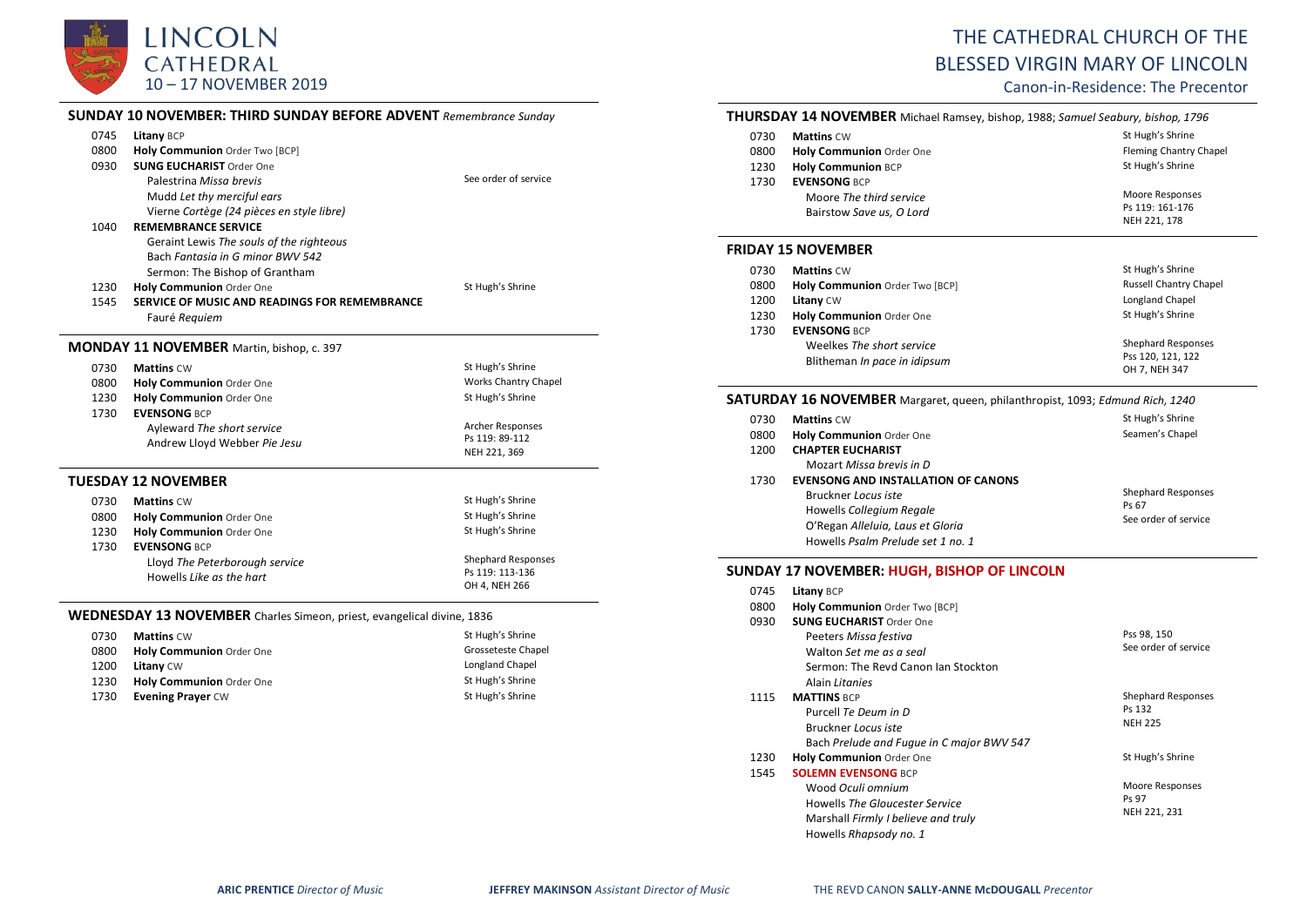# LINCOLN CATHEDRAL
## 10 – 17 NOVEMBER 2019

# THE CATHEDRAL CHURCH OF THE BLESSED VIRGIN MARY OF LINCOLN

Canon-in-Residence: The Precentor

### SUNDAY 10 NOVEMBER: THIRD SUNDAY BEFORE ADVENT *Remembrance Sunday*

| | | |
|---|---|---|
| 0745 | **Litany** BCP | |
| 0800 | **Holy Communion** Order Two [BCP] | |
| 0930 | **SUNG EUCHARIST** Order One | |
| | Palestrina *Missa brevis* | See order of service |
| | Mudd *Let thy merciful ears* | |
| | Vierne *Cortège (24 pièces en style libre)* | |
| 1040 | **REMEMBRANCE SERVICE** | |
| | Geraint Lewis *The souls of the righteous* | |
| | Bach *Fantasia in G minor BWV 542* | |
| | Sermon: The Bishop of Grantham | |
| 1230 | **Holy Communion** Order One | St Hugh's Shrine |
| 1545 | **SERVICE OF MUSIC AND READINGS FOR REMEMBRANCE** | |
| | Fauré *Requiem* | |

### MONDAY 11 NOVEMBER Martin, bishop, c. 397

| | | |
|---|---|---|
| 0730 | **Mattins** CW | St Hugh's Shrine |
| 0800 | **Holy Communion** Order One | Works Chantry Chapel |
| 1230 | **Holy Communion** Order One | St Hugh's Shrine |
| 1730 | **EVENSONG** BCP | |
| | Ayleward *The short service* | Archer Responses |
| | Andrew Lloyd Webber *Pie Jesu* | Ps 119: 89-112 |
| | | NEH 221, 369 |

### TUESDAY 12 NOVEMBER

| | | |
|---|---|---|
| 0730 | **Mattins** CW | St Hugh's Shrine |
| 0800 | **Holy Communion** Order One | St Hugh's Shrine |
| 1230 | **Holy Communion** Order One | St Hugh's Shrine |
| 1730 | **EVENSONG** BCP | |
| | Lloyd *The Peterborough service* | Shephard Responses |
| | Howells *Like as the hart* | Ps 119: 113-136 |
| | | OH 4, NEH 266 |

### WEDNESDAY 13 NOVEMBER Charles Simeon, priest, evangelical divine, 1836

| | | |
|---|---|---|
| 0730 | **Mattins** CW | St Hugh's Shrine |
| 0800 | **Holy Communion** Order One | Grosseteste Chapel |
| 1200 | **Litany** CW | Longland Chapel |
| 1230 | **Holy Communion** Order One | St Hugh's Shrine |
| 1730 | **Evening Prayer** CW | St Hugh's Shrine |

### THURSDAY 14 NOVEMBER Michael Ramsey, bishop, 1988; *Samuel Seabury, bishop, 1796*

| | | |
|---|---|---|
| 0730 | **Mattins** CW | St Hugh's Shrine |
| 0800 | **Holy Communion** Order One | Fleming Chantry Chapel |
| 1230 | **Holy Communion** BCP | St Hugh's Shrine |
| 1730 | **EVENSONG** BCP | |
| | Moore *The third service* | Moore Responses |
| | Bairstow *Save us, O Lord* | Ps 119: 161-176 |
| | | NEH 221, 178 |

### FRIDAY 15 NOVEMBER

| | | |
|---|---|---|
| 0730 | **Mattins** CW | St Hugh's Shrine |
| 0800 | **Holy Communion** Order Two [BCP] | Russell Chantry Chapel |
| 1200 | **Litany** CW | Longland Chapel |
| 1230 | **Holy Communion** Order One | St Hugh's Shrine |
| 1730 | **EVENSONG** BCP | |
| | Weelkes *The short service* | Shephard Responses |
| | Blitheman *In pace in idipsum* | Pss 120, 121, 122 |
| | | OH 7, NEH 347 |

### SATURDAY 16 NOVEMBER Margaret, queen, philanthropist, 1093; *Edmund Rich, 1240*

| | | |
|---|---|---|
| 0730 | **Mattins** CW | St Hugh's Shrine |
| 0800 | **Holy Communion** Order One | Seamen's Chapel |
| 1200 | **CHAPTER EUCHARIST** | |
| | Mozart *Missa brevis in D* | |
| 1730 | **EVENSONG AND INSTALLATION OF CANONS** | |
| | Bruckner *Locus iste* | Shephard Responses |
| | Howells *Collegium Regale* | Ps 67 |
| | O'Regan *Alleluia, Laus et Gloria* | See order of service |
| | Howells *Psalm Prelude set 1 no. 1* | |

### SUNDAY 17 NOVEMBER: HUGH, BISHOP OF LINCOLN

| | | |
|---|---|---|
| 0745 | **Litany** BCP | |
| 0800 | **Holy Communion** Order Two [BCP] | |
| 0930 | **SUNG EUCHARIST** Order One | |
| | Peeters *Missa festiva* | Pss 98, 150 |
| | Walton *Set me as a seal* | See order of service |
| | Sermon: The Revd Canon Ian Stockton | |
| | Alain *Litanies* | |
| 1115 | **MATTINS** BCP | Shephard Responses |
| | Purcell *Te Deum in D* | Ps 132 |
| | Bruckner *Locus iste* | NEH 225 |
| | Bach *Prelude and Fugue in C major BWV 547* | |
| 1230 | **Holy Communion** Order One | St Hugh's Shrine |
| 1545 | **SOLEMN EVENSONG** BCP | |
| | Wood *Oculi omnium* | Moore Responses |
| | Howells *The Gloucester Service* | Ps 97 |
| | Marshall *Firmly I believe and truly* | NEH 221, 231 |
| | Howells *Rhapsody no. 1* | |

**ARIC PRENTICE** *Director of Music* | **JEFFREY MAKINSON** *Assistant Director of Music* | THE REVD CANON **SALLY-ANNE McDOUGALL** *Precentor*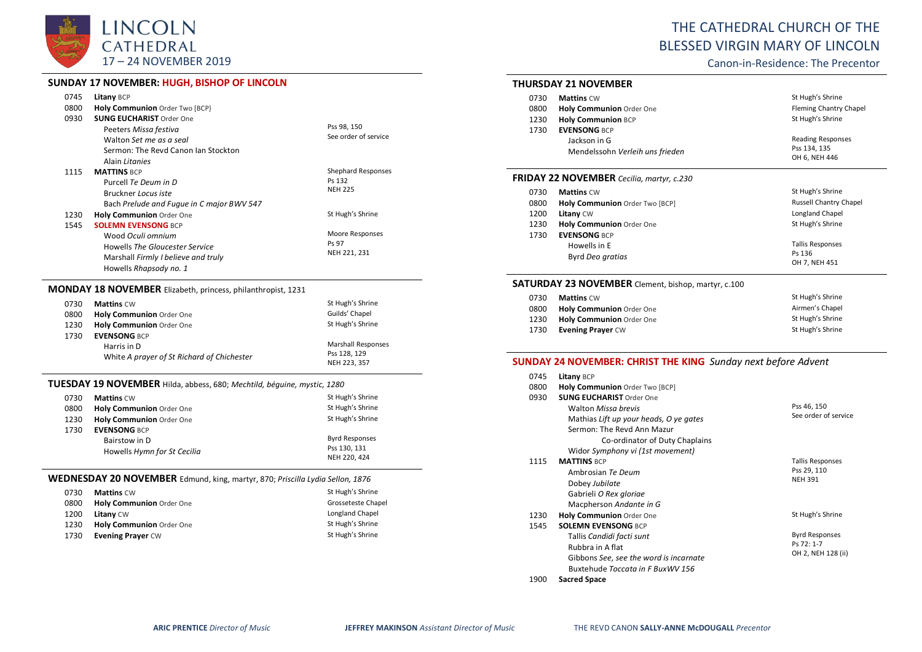# LINCOLN CATHEDRAL
17 – 24 NOVEMBER 2019

# THE CATHEDRAL CHURCH OF THE BLESSED VIRGIN MARY OF LINCOLN

Canon-in-Residence: The Precentor

## SUNDAY 17 NOVEMBER: HUGH, BISHOP OF LINCOLN

| | | |
|---|---|---|
| 0745 | **Litany** BCP | |
| 0800 | **Holy Communion** Order Two [BCP} | |
| 0930 | **SUNG EUCHARIST** Order One | |
| | Peeters *Missa festiva* | Pss 98, 150 |
| | Walton *Set me as a seal* | See order of service |
| | Sermon: The Revd Canon Ian Stockton | |
| | Alain *Litanies* | |
| 1115 | **MATTINS** BCP | Shephard Responses |
| | Purcell *Te Deum in D* | Ps 132 |
| | Bruckner *Locus iste* | NEH 225 |
| | Bach *Prelude and Fugue in C major BWV 547* | |
| 1230 | **Holy Communion** Order One | St Hugh's Shrine |
| 1545 | **SOLEMN EVENSONG** BCP | |
| | Wood *Oculi omnium* | Moore Responses |
| | Howells *The Gloucester Service* | Ps 97 |
| | Marshall *Firmly I believe and truly* | NEH 221, 231 |
| | Howells *Rhapsody no. 1* | |

## MONDAY 18 NOVEMBER Elizabeth, princess, philanthropist, 1231

| | | |
|---|---|---|
| 0730 | **Mattins** CW | St Hugh's Shrine |
| 0800 | **Holy Communion** Order One | Guilds' Chapel |
| 1230 | **Holy Communion** Order One | St Hugh's Shrine |
| 1730 | **EVENSONG** BCP | |
| | Harris in D | Marshall Responses |
| | White *A prayer of St Richard of Chichester* | Pss 128, 129 |
| | | NEH 223, 357 |

## TUESDAY 19 NOVEMBER Hilda, abbess, 680; *Mechtild, béguine, mystic, 1280*

| | | |
|---|---|---|
| 0730 | **Mattins** CW | St Hugh's Shrine |
| 0800 | **Holy Communion** Order One | St Hugh's Shrine |
| 1230 | **Holy Communion** Order One | St Hugh's Shrine |
| 1730 | **EVENSONG** BCP | |
| | Bairstow in D | Byrd Responses |
| | Howells *Hymn for St Cecilia* | Pss 130, 131 |
| | | NEH 220, 424 |

## WEDNESDAY 20 NOVEMBER Edmund, king, martyr, 870; *Priscilla Lydia Sellon, 1876*

| | | |
|---|---|---|
| 0730 | **Mattins** CW | St Hugh's Shrine |
| 0800 | **Holy Communion** Order One | Grosseteste Chapel |
| 1200 | **Litany** CW | Longland Chapel |
| 1230 | **Holy Communion** Order One | St Hugh's Shrine |
| 1730 | **Evening Prayer** CW | St Hugh's Shrine |

## THURSDAY 21 NOVEMBER

| | | |
|---|---|---|
| 0730 | **Mattins** CW | St Hugh's Shrine |
| 0800 | **Holy Communion** Order One | Fleming Chantry Chapel |
| 1230 | **Holy Communion** BCP | St Hugh's Shrine |
| 1730 | **EVENSONG** BCP | |
| | Jackson in G | Reading Responses |
| | Mendelssohn *Verleih uns frieden* | Pss 134, 135 |
| | | OH 6, NEH 446 |

## FRIDAY 22 NOVEMBER *Cecilia, martyr, c.230*

| | | |
|---|---|---|
| 0730 | **Mattins** CW | St Hugh's Shrine |
| 0800 | **Holy Communion** Order Two [BCP] | Russell Chantry Chapel |
| 1200 | **Litany** CW | Longland Chapel |
| 1230 | **Holy Communion** Order One | St Hugh's Shrine |
| 1730 | **EVENSONG** BCP | |
| | Howells in E | Tallis Responses |
| | Byrd *Deo gratias* | Ps 136 |
| | | OH 7, NEH 451 |

## SATURDAY 23 NOVEMBER Clement, bishop, martyr, c.100

| | | |
|---|---|---|
| 0730 | **Mattins** CW | St Hugh's Shrine |
| 0800 | **Holy Communion** Order One | Airmen's Chapel |
| 1230 | **Holy Communion** Order One | St Hugh's Shrine |
| 1730 | **Evening Prayer** CW | St Hugh's Shrine |

## SUNDAY 24 NOVEMBER: CHRIST THE KING *Sunday next before Advent*

| | | |
|---|---|---|
| 0745 | **Litany** BCP | |
| 0800 | **Holy Communion** Order Two [BCP] | |
| 0930 | **SUNG EUCHARIST** Order One | |
| | Walton *Missa brevis* | Pss 46, 150 |
| | Mathias *Lift up your heads, O ye gates* | See order of service |
| | Sermon: The Revd Ann Mazur | |
| | Co-ordinator of Duty Chaplains | |
| | Widor *Symphony vi (1st movement)* | |
| 1115 | **MATTINS** BCP | Tallis Responses |
| | Ambrosian *Te Deum* | Pss 29, 110 |
| | Dobey *Jubilate* | NEH 391 |
| | Gabrieli *O Rex gloriae* | |
| | Macpherson *Andante in G* | |
| 1230 | **Holy Communion** Order One | St Hugh's Shrine |
| 1545 | **SOLEMN EVENSONG** BCP | |
| | Tallis *Candidi facti sunt* | Byrd Responses |
| | Rubbra in A flat | Ps 72: 1-7 |
| | Gibbons *See, see the word is incarnate* | OH 2, NEH 128 (ii) |
| | Buxtehude *Toccata in F BuxWV 156* | |
| 1900 | **Sacred Space** | |

**ARIC PRENTICE** *Director of Music* **JEFFREY MAKINSON** *Assistant Director of Music* THE REVD CANON **SALLY-ANNE McDOUGALL** *Precentor*